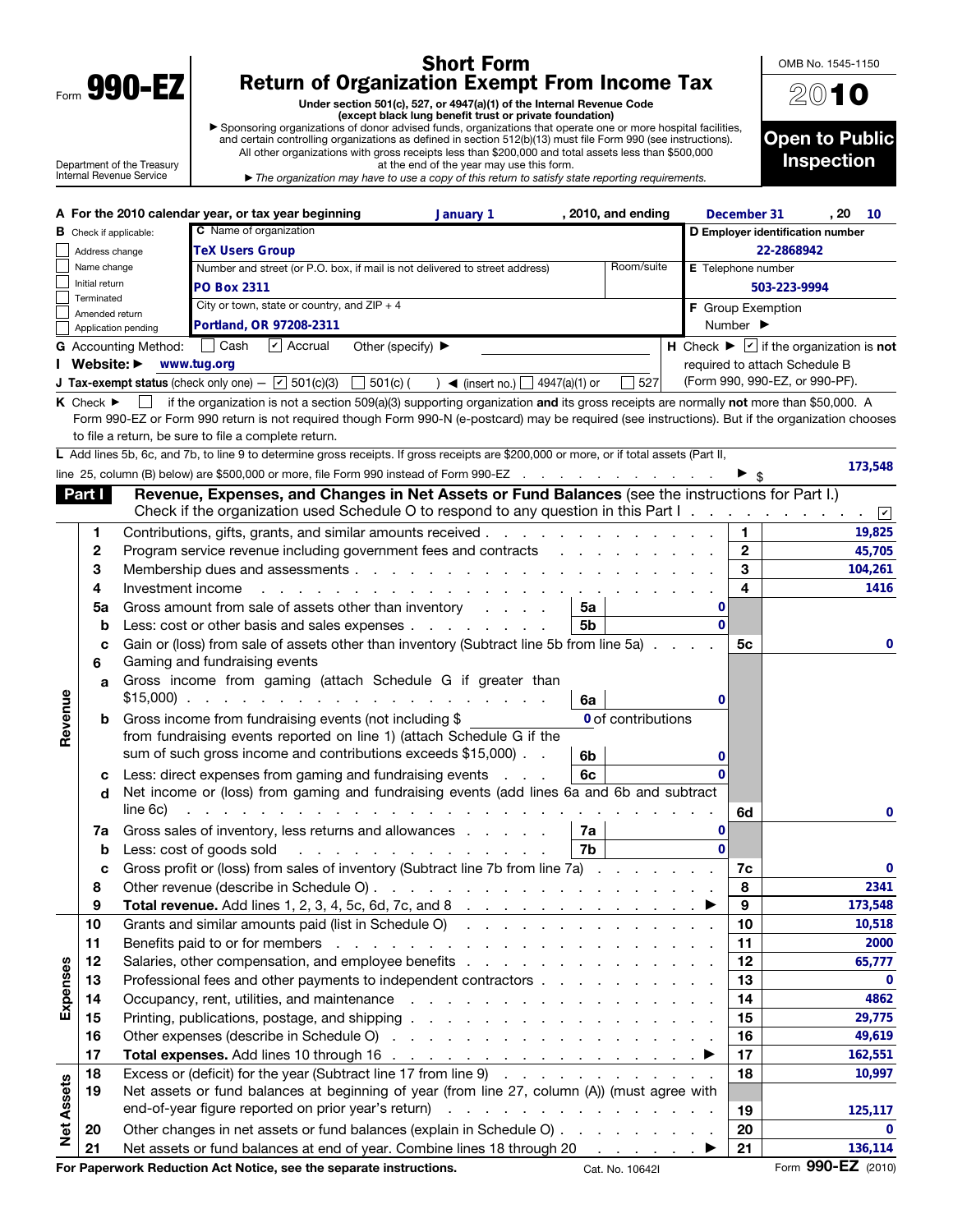Form **990-EZ**

Department of the Treasury
Internal Revenue Service

# Short Form
# Return of Organization Exempt From Income Tax

**Under section 501(c), 527, or 4947(a)(1) of the Internal Revenue Code**
**(except black lung benefit trust or private foundation)**

▶ Sponsoring organizations of donor advised funds, organizations that operate one or more hospital facilities, and certain controlling organizations as defined in section 512(b)(13) must file Form 990 (see instructions). All other organizations with gross receipts less than $200,000 and total assets less than $500,000 at the end of the year may use this form.

▶ *The organization may have to use a copy of this return to satisfy state reporting requirements.*

OMB No. 1545-1150

**2010**

**Open to Public Inspection**

**A For the 2010 calendar year, or tax year beginning** January 1 **, 2010, and ending** December 31 **, 20** 10

**B** Check if applicable:
- ☐ Address change
- ☐ Name change
- ☐ Initial return
- ☐ Terminated
- ☐ Amended return
- ☐ Application pending

**C** Name of organization: **TeX Users Group**

Number and street (or P.O. box, if mail is not delivered to street address): **PO Box 2311** — Room/suite:

City or town, state or country, and ZIP + 4: **Portland, OR 97208-2311**

**D Employer identification number:** 22-2868942

**E** Telephone number: 503-223-9994

**F** Group Exemption Number ▶

**G** Accounting Method: ☐ Cash ☑ Accrual Other (specify) ▶

**I Website:** ▶ www.tug.org

**J Tax-exempt status** (check only one) — ☑ 501(c)(3) ☐ 501(c) ( ) ◀ (insert no.) ☐ 4947(a)(1) or ☐ 527

**H** Check ▶ ☑ if the organization is **not** required to attach Schedule B (Form 990, 990-EZ, or 990-PF).

**K** Check ▶ ☐ if the organization is not a section 509(a)(3) supporting organization **and** its gross receipts are normally **not** more than $50,000. A Form 990-EZ or Form 990 return is not required though Form 990-N (e-postcard) may be required (see instructions). But if the organization chooses to file a return, be sure to file a complete return.

**L** Add lines 5b, 6c, and 7b, to line 9 to determine gross receipts. If gross receipts are $200,000 or more, or if total assets (Part II, line 25, column (B) below) are $500,000 or more, file Form 990 instead of Form 990-EZ ▶ $ 173,548

## Part I — Revenue, Expenses, and Changes in Net Assets or Fund Balances (see the instructions for Part I.)

Check if the organization used Schedule O to respond to any question in this Part I ☑

| Section | Line | Description | Sub-line | Sub-amount | Line | Amount |
|---|---|---|---|---|---|---|
| Revenue | 1 | Contributions, gifts, grants, and similar amounts received | | | 1 | 19,825 |
| | 2 | Program service revenue including government fees and contracts | | | 2 | 45,705 |
| | 3 | Membership dues and assessments | | | 3 | 104,261 |
| | 4 | Investment income | | | 4 | 1416 |
| | 5a | Gross amount from sale of assets other than inventory | 5a | 0 | | |
| | b | Less: cost or other basis and sales expenses | 5b | 0 | | |
| | c | Gain or (loss) from sale of assets other than inventory (Subtract line 5b from line 5a) | | | 5c | 0 |
| | 6 | Gaming and fundraising events | | | | |
| | a | Gross income from gaming (attach Schedule G if greater than $15,000) | 6a | 0 | | |
| | b | Gross income from fundraising events (not including $ 0 of contributions from fundraising events reported on line 1) (attach Schedule G if the sum of such gross income and contributions exceeds $15,000) | 6b | 0 | | |
| | c | Less: direct expenses from gaming and fundraising events | 6c | 0 | | |
| | d | Net income or (loss) from gaming and fundraising events (add lines 6a and 6b and subtract line 6c) | | | 6d | 0 |
| | 7a | Gross sales of inventory, less returns and allowances | 7a | 0 | | |
| | b | Less: cost of goods sold | 7b | 0 | | |
| | c | Gross profit or (loss) from sales of inventory (Subtract line 7b from line 7a) | | | 7c | 0 |
| | 8 | Other revenue (describe in Schedule O) | | | 8 | 2341 |
| | 9 | **Total revenue.** Add lines 1, 2, 3, 4, 5c, 6d, 7c, and 8 ▶ | | | 9 | 173,548 |
| Expenses | 10 | Grants and similar amounts paid (list in Schedule O) | | | 10 | 10,518 |
| | 11 | Benefits paid to or for members | | | 11 | 2000 |
| | 12 | Salaries, other compensation, and employee benefits | | | 12 | 65,777 |
| | 13 | Professional fees and other payments to independent contractors | | | 13 | 0 |
| | 14 | Occupancy, rent, utilities, and maintenance | | | 14 | 4862 |
| | 15 | Printing, publications, postage, and shipping | | | 15 | 29,775 |
| | 16 | Other expenses (describe in Schedule O) | | | 16 | 49,619 |
| | 17 | **Total expenses.** Add lines 10 through 16 ▶ | | | 17 | 162,551 |
| Net Assets | 18 | Excess or (deficit) for the year (Subtract line 17 from line 9) | | | 18 | 10,997 |
| | 19 | Net assets or fund balances at beginning of year (from line 27, column (A)) (must agree with end-of-year figure reported on prior year's return) | | | 19 | 125,117 |
| | 20 | Other changes in net assets or fund balances (explain in Schedule O) | | | 20 | 0 |
| | 21 | Net assets or fund balances at end of year. Combine lines 18 through 20 ▶ | | | 21 | 136,114 |

**For Paperwork Reduction Act Notice, see the separate instructions.** Cat. No. 10642I Form **990-EZ** (2010)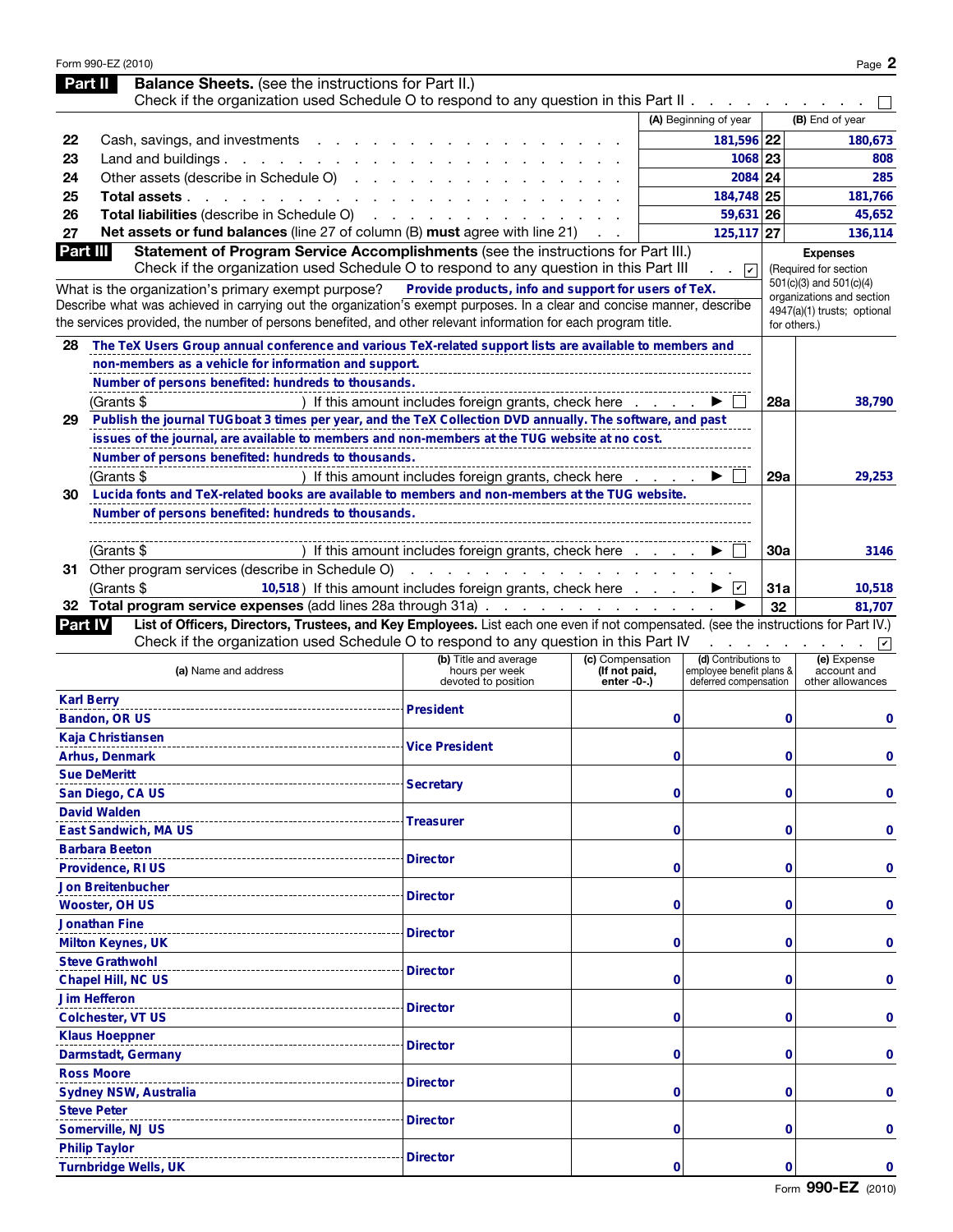## Part II Balance Sheets. (see the instructions for Part II.)

Check if the organization used Schedule O to respond to any question in this Part II . . . . . . . . . . . ☐

| | | (A) Beginning of year | | (B) End of year |
|---|---|---|---|---|
| 22 | Cash, savings, and investments | 181,596 | 22 | 180,673 |
| 23 | Land and buildings | 1068 | 23 | 808 |
| 24 | Other assets (describe in Schedule O) | 2084 | 24 | 285 |
| 25 | **Total assets** | 184,748 | 25 | 181,766 |
| 26 | **Total liabilities** (describe in Schedule O) | 59,631 | 26 | 45,652 |
| 27 | **Net assets or fund balances** (line 27 of column (B) **must** agree with line 21) | 125,117 | 27 | 136,114 |

## Part III Statement of Program Service Accomplishments (see the instructions for Part III.)

Check if the organization used Schedule O to respond to any question in this Part III . . ☑

**Expenses** (Required for section 501(c)(3) and 501(c)(4) organizations and section 4947(a)(1) trusts; optional for others.)

What is the organization's primary exempt purpose? **Provide products, info and support for users of TeX.**

Describe what was achieved in carrying out the organization's exempt purposes. In a clear and concise manner, describe the services provided, the number of persons benefited, and other relevant information for each program title.

| | | | Expenses |
|---|---|---|---|
| 28 | **The TeX Users Group annual conference and various TeX-related support lists are available to members and non-members as a vehicle for information and support.** **Number of persons benefited: hundreds to thousands.** (Grants $ ) If this amount includes foreign grants, check here . . . . ▶ ☐ | 28a | 38,790 |
| 29 | **Publish the journal TUGboat 3 times per year, and the TeX Collection DVD annually. The software, and past issues of the journal, are available to members and non-members at the TUG website at no cost.** **Number of persons benefited: hundreds to thousands.** (Grants $ ) If this amount includes foreign grants, check here . . . . ▶ ☐ | 29a | 29,253 |
| 30 | **Lucida fonts and TeX-related books are available to members and non-members at the TUG website.** **Number of persons benefited: hundreds to thousands.** (Grants $ ) If this amount includes foreign grants, check here . . . . ▶ ☐ | 30a | 3146 |
| 31 | Other program services (describe in Schedule O) (Grants $ 10,518 ) If this amount includes foreign grants, check here . . . . ▶ ☑ | 31a | 10,518 |
| 32 | **Total program service expenses** (add lines 28a through 31a) . . . . ▶ | 32 | 81,707 |

## Part IV List of Officers, Directors, Trustees, and Key Employees.

List each one even if not compensated. (see the instructions for Part IV.)

Check if the organization used Schedule O to respond to any question in this Part IV . . . . . . . . ☑

| (a) Name and address | (b) Title and average hours per week devoted to position | (c) Compensation (If not paid, enter -0-.) | (d) Contributions to employee benefit plans & deferred compensation | (e) Expense account and other allowances |
|---|---|---|---|---|
| Karl Berry, Bandon, OR US | President | 0 | 0 | 0 |
| Kaja Christiansen, Arhus, Denmark | Vice President | 0 | 0 | 0 |
| Sue DeMeritt, San Diego, CA US | Secretary | 0 | 0 | 0 |
| David Walden, East Sandwich, MA US | Treasurer | 0 | 0 | 0 |
| Barbara Beeton, Providence, RI US | Director | 0 | 0 | 0 |
| Jon Breitenbucher, Wooster, OH US | Director | 0 | 0 | 0 |
| Jonathan Fine, Milton Keynes, UK | Director | 0 | 0 | 0 |
| Steve Grathwohl, Chapel Hill, NC US | Director | 0 | 0 | 0 |
| Jim Hefferon, Colchester, VT US | Director | 0 | 0 | 0 |
| Klaus Hoeppner, Darmstadt, Germany | Director | 0 | 0 | 0 |
| Ross Moore, Sydney NSW, Australia | Director | 0 | 0 | 0 |
| Steve Peter, Somerville, NJ US | Director | 0 | 0 | 0 |
| Philip Taylor, Turnbridge Wells, UK | Director | 0 | 0 | 0 |

Form **990-EZ** (2010)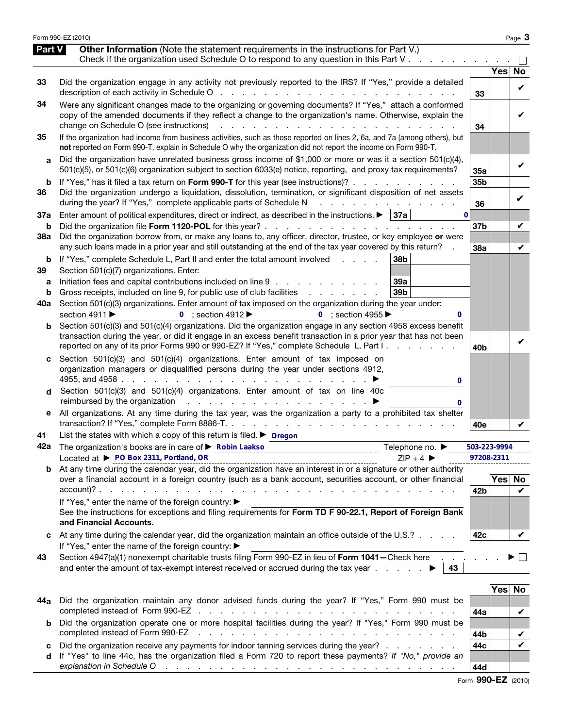Form 990-EZ (2010) Page **3**

## Part V **Other Information** (Note the statement requirements in the instructions for Part V.)

Check if the organization used Schedule O to respond to any question in this Part V . . . . . . . . . . ☐

| | | | Yes | No |
|---|---|---|---|---|
| 33 | Did the organization engage in any activity not previously reported to the IRS? If "Yes," provide a detailed description of each activity in Schedule O | 33 | | ✔ |
| 34 | Were any significant changes made to the organizing or governing documents? If "Yes," attach a conformed copy of the amended documents if they reflect a change to the organization's name. Otherwise, explain the change on Schedule O (see instructions) | 34 | | ✔ |
| 35 | If the organization had income from business activities, such as those reported on lines 2, 6a, and 7a (among others), but **not** reported on Form 990-T, explain in Schedule O why the organization did not report the income on Form 990-T. | | | |
| a | Did the organization have unrelated business gross income of $1,000 or more or was it a section 501(c)(4), 501(c)(5), or 501(c)(6) organization subject to section 6033(e) notice, reporting, and proxy tax requirements? | 35a | | ✔ |
| b | If "Yes," has it filed a tax return on **Form 990-T** for this year (see instructions)? | 35b | | |
| 36 | Did the organization undergo a liquidation, dissolution, termination, or significant disposition of net assets during the year? If "Yes," complete applicable parts of Schedule N | 36 | | ✔ |
| 37a | Enter amount of political expenditures, direct or indirect, as described in the instructions. ▶ 37a: 0 | | | |
| b | Did the organization file **Form 1120-POL** for this year? | 37b | | ✔ |
| 38a | Did the organization borrow from, or make any loans to, any officer, director, trustee, or key employee **or** were any such loans made in a prior year and still outstanding at the end of the tax year covered by this return? | 38a | | ✔ |
| b | If "Yes," complete Schedule L, Part II and enter the total amount involved . . . . 38b | | | |
| 39 | Section 501(c)(7) organizations. Enter: | | | |
| a | Initiation fees and capital contributions included on line 9 . . . . 39a | | | |
| b | Gross receipts, included on line 9, for public use of club facilities . . . . 39b | | | |
| 40a | Section 501(c)(3) organizations. Enter amount of tax imposed on the organization during the year under: section 4911 ▶ 0 ; section 4912 ▶ 0 ; section 4955 ▶ 0 | | | |
| b | Section 501(c)(3) and 501(c)(4) organizations. Did the organization engage in any section 4958 excess benefit transaction during the year, or did it engage in an excess benefit transaction in a prior year that has not been reported on any of its prior Forms 990 or 990-EZ? If "Yes," complete Schedule L, Part I | 40b | | ✔ |
| c | Section 501(c)(3) and 501(c)(4) organizations. Enter amount of tax imposed on organization managers or disqualified persons during the year under sections 4912, 4955, and 4958 . . . ▶ 0 | | | |
| d | Section 501(c)(3) and 501(c)(4) organizations. Enter amount of tax on line 40c reimbursed by the organization . . . ▶ 0 | | | |
| e | All organizations. At any time during the tax year, was the organization a party to a prohibited tax shelter transaction? If "Yes," complete Form 8886-T. | 40e | | ✔ |

41 List the states with which a copy of this return is filed. ▶ Oregon

42a The organization's books are in care of ▶ Robin Laakso Telephone no. ▶ 503-223-9994

Located at ▶ PO Box 2311, Portland, OR ZIP + 4 ▶ 97208-2311

| | | | Yes | No |
|---|---|---|---|---|
| b | At any time during the calendar year, did the organization have an interest in or a signature or other authority over a financial account in a foreign country (such as a bank account, securities account, or other financial account)? | 42b | | ✔ |
| | If "Yes," enter the name of the foreign country: ▶ <br> See the instructions for exceptions and filing requirements for **Form TD F 90-22.1, Report of Foreign Bank and Financial Accounts.** | | | |
| c | At any time during the calendar year, did the organization maintain an office outside of the U.S.? | 42c | | ✔ |
| | If "Yes," enter the name of the foreign country: ▶ | | | |

43 Section 4947(a)(1) nonexempt charitable trusts filing Form 990-EZ in lieu of **Form 1041**—Check here . . . . ▶ ☐
and enter the amount of tax-exempt interest received or accrued during the tax year . . . ▶ 43

| | | | Yes | No |
|---|---|---|---|---|
| 44a | Did the organization maintain any donor advised funds during the year? If "Yes," Form 990 must be completed instead of Form 990-EZ | 44a | | ✔ |
| b | Did the organization operate one or more hospital facilities during the year? If "Yes," Form 990 must be completed instead of Form 990-EZ | 44b | | ✔ |
| c | Did the organization receive any payments for indoor tanning services during the year? | 44c | | ✔ |
| d | If "Yes" to line 44c, has the organization filed a Form 720 to report these payments? *If "No," provide an explanation in Schedule O* | 44d | | |

Form **990-EZ** (2010)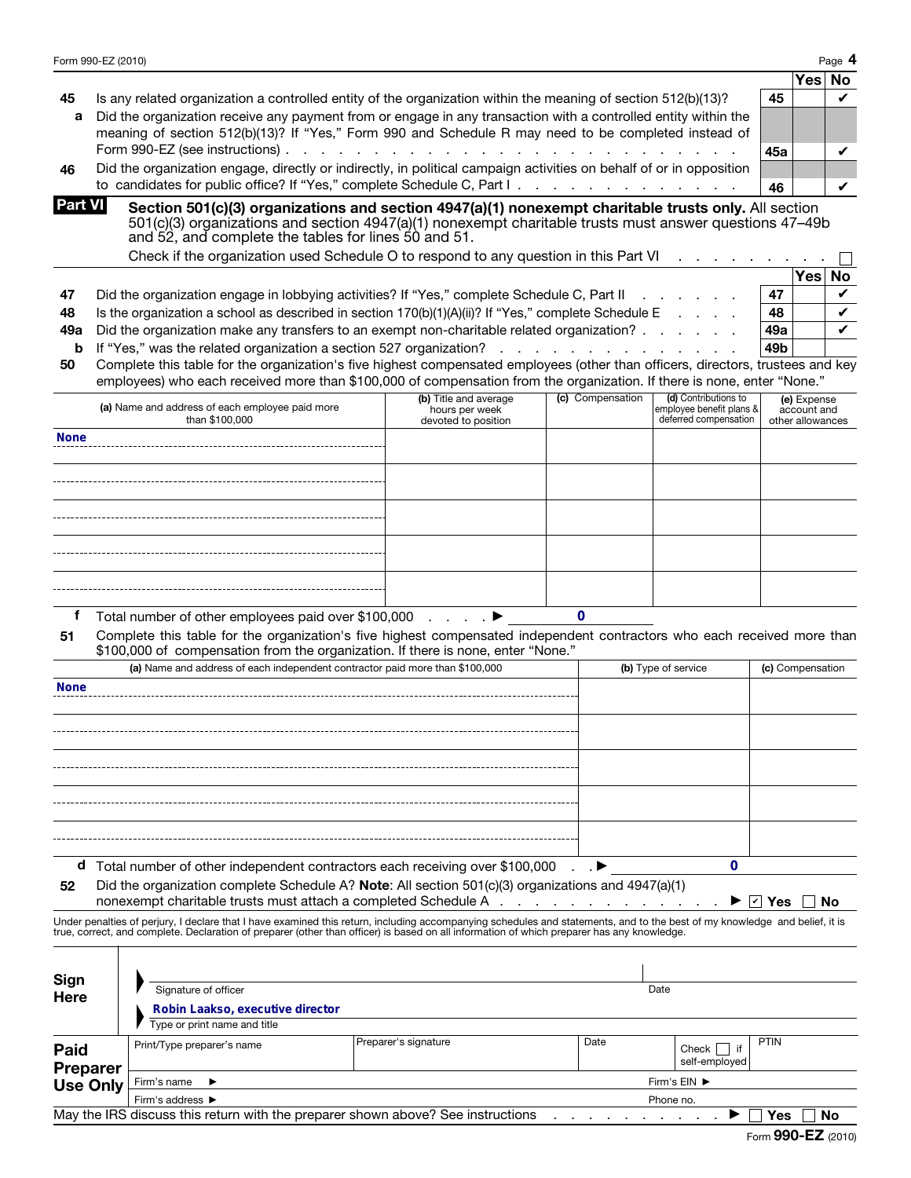| | | Yes | No |
|---|---|---|---|
| **45** Is any related organization a controlled entity of the organization within the meaning of section 512(b)(13)? | 45 | | ✔ |
| **a** Did the organization receive any payment from or engage in any transaction with a controlled entity within the meaning of section 512(b)(13)? If "Yes," Form 990 and Schedule R may need to be completed instead of Form 990-EZ (see instructions) | 45a | | ✔ |
| **46** Did the organization engage, directly or indirectly, in political campaign activities on behalf of or in opposition to candidates for public office? If "Yes," complete Schedule C, Part I | 46 | | ✔ |

## Part VI Section 501(c)(3) organizations and section 4947(a)(1) nonexempt charitable trusts only.

All section 501(c)(3) organizations and section 4947(a)(1) nonexempt charitable trusts must answer questions 47–49b and 52, and complete the tables for lines 50 and 51.

Check if the organization used Schedule O to respond to any question in this Part VI ☐

| | | Yes | No |
|---|---|---|---|
| **47** Did the organization engage in lobbying activities? If "Yes," complete Schedule C, Part II | 47 | | ✔ |
| **48** Is the organization a school as described in section 170(b)(1)(A)(ii)? If "Yes," complete Schedule E | 48 | | ✔ |
| **49a** Did the organization make any transfers to an exempt non-charitable related organization? | 49a | | ✔ |
| **b** If "Yes," was the related organization a section 527 organization? | 49b | | |

**50** Complete this table for the organization's five highest compensated employees (other than officers, directors, trustees and key employees) who each received more than $100,000 of compensation from the organization. If there is none, enter "None."

| (a) Name and address of each employee paid more than $100,000 | (b) Title and average hours per week devoted to position | (c) Compensation | (d) Contributions to employee benefit plans & deferred compensation | (e) Expense account and other allowances |
|---|---|---|---|---|
| None | | | | |
| | | | | |
| | | | | |
| | | | | |
| | | | | |

**f** Total number of other employees paid over $100,000 ▶ 0

**51** Complete this table for the organization's five highest compensated independent contractors who each received more than $100,000 of compensation from the organization. If there is none, enter "None."

| (a) Name and address of each independent contractor paid more than $100,000 | (b) Type of service | (c) Compensation |
|---|---|---|
| None | | |
| | | |
| | | |
| | | |
| | | |

**d** Total number of other independent contractors each receiving over $100,000 ▶ 0

**52** Did the organization complete Schedule A? **Note**: All section 501(c)(3) organizations and 4947(a)(1) nonexempt charitable trusts must attach a completed Schedule A ▶ ☑ Yes ☐ No

Under penalties of perjury, I declare that I have examined this return, including accompanying schedules and statements, and to the best of my knowledge and belief, it is true, correct, and complete. Declaration of preparer (other than officer) is based on all information of which preparer has any knowledge.

**Sign Here**

Signature of officer | Date

Robin Laakso, executive director

Type or print name and title

**Paid Preparer Use Only**

| Print/Type preparer's name | Preparer's signature | Date | Check ☐ if self-employed | PTIN |
|---|---|---|---|---|
| | | | | |

Firm's name ▶ | Firm's EIN ▶

Firm's address ▶ | Phone no.

May the IRS discuss this return with the preparer shown above? See instructions ▶ ☐ Yes ☐ No

Form **990-EZ** (2010)